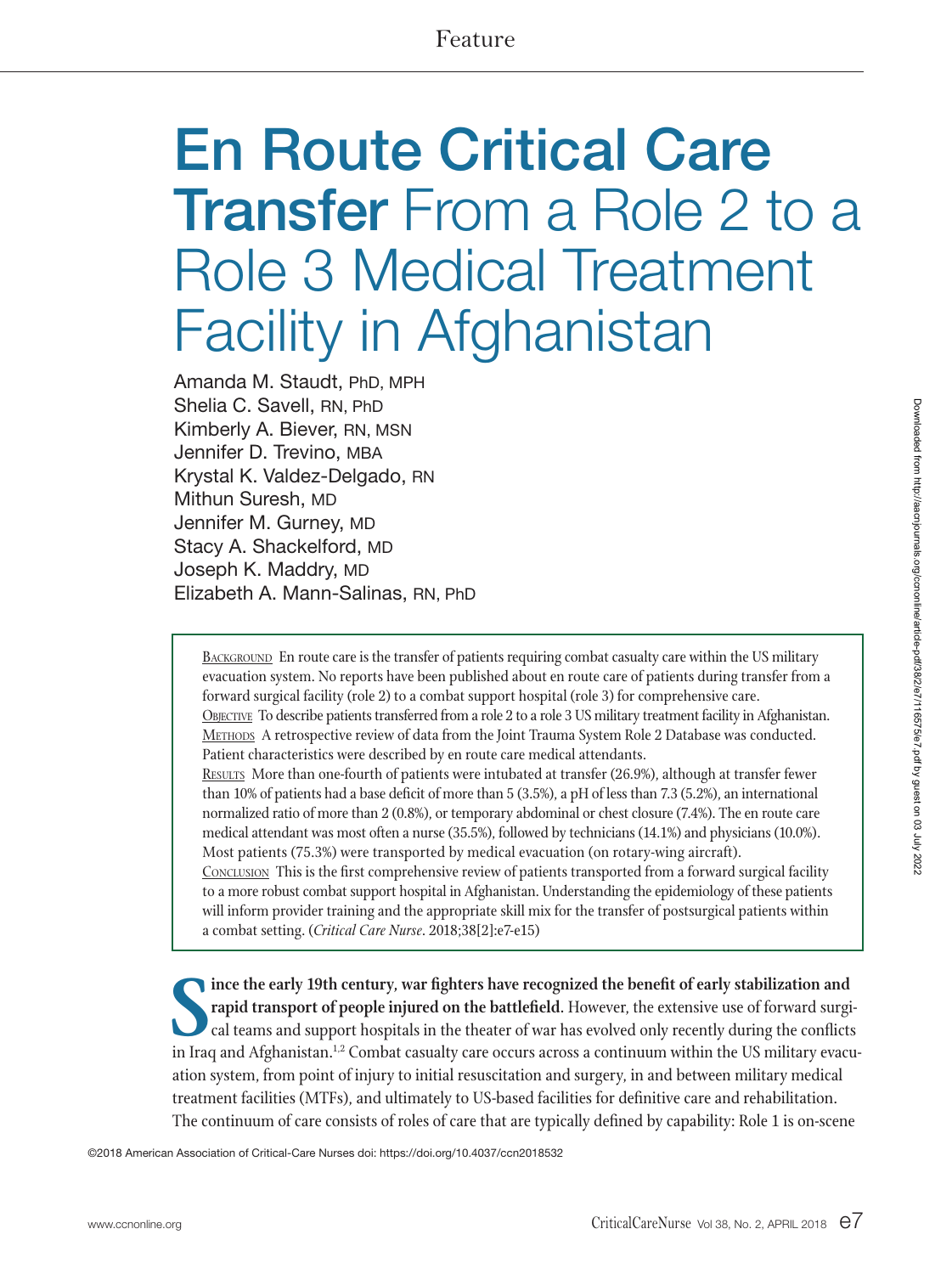Feature

# En Route Critical Care Transfer From a Role 2 to a Role 3 Medical Treatment Facility in Afghanistan

Amanda M. Staudt, PhD, MPH
Shelia C. Savell, RN, PhD
Kimberly A. Biever, RN, MSN
Jennifer D. Trevino, MBA
Krystal K. Valdez-Delgado, RN
Mithun Suresh, MD
Jennifer M. Gurney, MD
Stacy A. Shackelford, MD
Joseph K. Maddry, MD
Elizabeth A. Mann-Salinas, RN, PhD

Background En route care is the transfer of patients requiring combat casualty care within the US military evacuation system. No reports have been published about en route care of patients during transfer from a forward surgical facility (role 2) to a combat support hospital (role 3) for comprehensive care.

Objective To describe patients transferred from a role 2 to a role 3 US military treatment facility in Afghanistan.

Methods A retrospective review of data from the Joint Trauma System Role 2 Database was conducted. Patient characteristics were described by en route care medical attendants.

Results More than one-fourth of patients were intubated at transfer (26.9%), although at transfer fewer than 10% of patients had a base deficit of more than 5 (3.5%), a pH of less than 7.3 (5.2%), an international normalized ratio of more than 2 (0.8%), or temporary abdominal or chest closure (7.4%). The en route care medical attendant was most often a nurse (35.5%), followed by technicians (14.1%) and physicians (10.0%). Most patients (75.3%) were transported by medical evacuation (on rotary-wing aircraft).

Conclusion This is the first comprehensive review of patients transported from a forward surgical facility to a more robust combat support hospital in Afghanistan. Understanding the epidemiology of these patients will inform provider training and the appropriate skill mix for the transfer of postsurgical patients within a combat setting. (*Critical Care Nurse*. 2018;38[2]:e7-e15)

**Since the early 19th century, war fighters have recognized the benefit of early stabilization and rapid transport of people injured on the battlefield.** However, the extensive use of forward surgical teams and support hospitals in the theater of war has evolved only recently during the conflicts in Iraq and Afghanistan.[1,2] Combat casualty care occurs across a continuum within the US military evacuation system, from point of injury to initial resuscitation and surgery, in and between military medical treatment facilities (MTFs), and ultimately to US-based facilities for definitive care and rehabilitation. The continuum of care consists of roles of care that are typically defined by capability: Role 1 is on-scene

©2018 American Association of Critical-Care Nurses doi: https://doi.org/10.4037/ccn2018532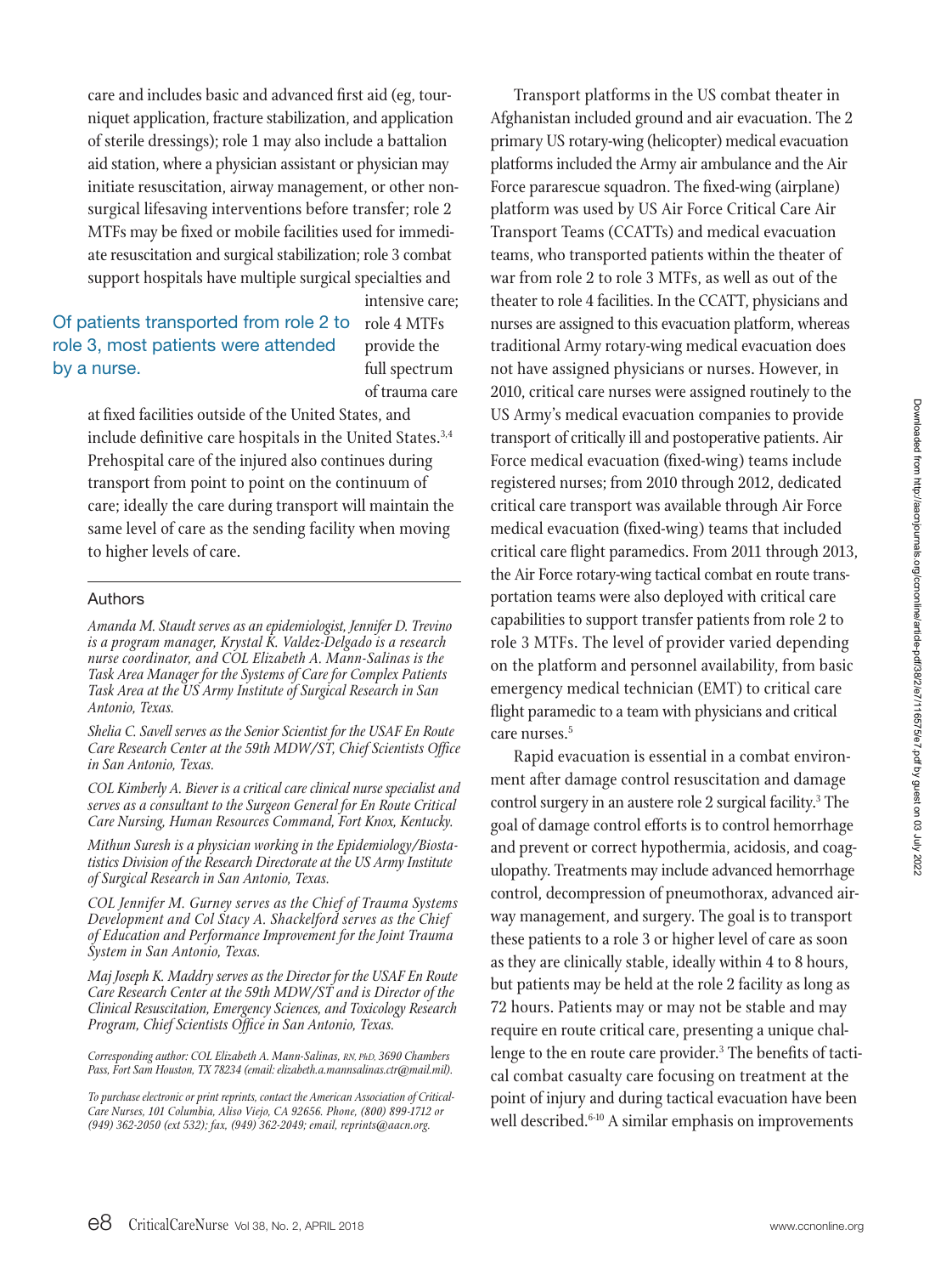care and includes basic and advanced first aid (eg, tourniquet application, fracture stabilization, and application of sterile dressings); role 1 may also include a battalion aid station, where a physician assistant or physician may initiate resuscitation, airway management, or other nonsurgical lifesaving interventions before transfer; role 2 MTFs may be fixed or mobile facilities used for immediate resuscitation and surgical stabilization; role 3 combat support hospitals have multiple surgical specialties and intensive care; role 4 MTFs provide the full spectrum of trauma care at fixed facilities outside of the United States, and include definitive care hospitals in the United States.[3,4] Prehospital care of the injured also continues during transport from point to point on the continuum of care; ideally the care during transport will maintain the same level of care as the sending facility when moving to higher levels of care.

> Of patients transported from role 2 to role 3, most patients were attended by a nurse.

### Authors

*Amanda M. Staudt serves as an epidemiologist, Jennifer D. Trevino is a program manager, Krystal K. Valdez-Delgado is a research nurse coordinator, and COL Elizabeth A. Mann-Salinas is the Task Area Manager for the Systems of Care for Complex Patients Task Area at the US Army Institute of Surgical Research in San Antonio, Texas.*

*Shelia C. Savell serves as the Senior Scientist for the USAF En Route Care Research Center at the 59th MDW/ST, Chief Scientists Office in San Antonio, Texas.*

*COL Kimberly A. Biever is a critical care clinical nurse specialist and serves as a consultant to the Surgeon General for En Route Critical Care Nursing, Human Resources Command, Fort Knox, Kentucky.*

*Mithun Suresh is a physician working in the Epidemiology/Biostatistics Division of the Research Directorate at the US Army Institute of Surgical Research in San Antonio, Texas.*

*COL Jennifer M. Gurney serves as the Chief of Trauma Systems Development and Col Stacy A. Shackelford serves as the Chief of Education and Performance Improvement for the Joint Trauma System in San Antonio, Texas.*

*Maj Joseph K. Maddry serves as the Director for the USAF En Route Care Research Center at the 59th MDW/ST and is Director of the Clinical Resuscitation, Emergency Sciences, and Toxicology Research Program, Chief Scientists Office in San Antonio, Texas.*

*Corresponding author: COL Elizabeth A. Mann-Salinas, RN, PhD, 3690 Chambers Pass, Fort Sam Houston, TX 78234 (email: elizabeth.a.mannsalinas.ctr@mail.mil).*

*To purchase electronic or print reprints, contact the American Association of Critical-Care Nurses, 101 Columbia, Aliso Viejo, CA 92656. Phone, (800) 899-1712 or (949) 362-2050 (ext 532); fax, (949) 362-2049; email, reprints@aacn.org.*

Transport platforms in the US combat theater in Afghanistan included ground and air evacuation. The 2 primary US rotary-wing (helicopter) medical evacuation platforms included the Army air ambulance and the Air Force pararescue squadron. The fixed-wing (airplane) platform was used by US Air Force Critical Care Air Transport Teams (CCATTs) and medical evacuation teams, who transported patients within the theater of war from role 2 to role 3 MTFs, as well as out of the theater to role 4 facilities. In the CCATT, physicians and nurses are assigned to this evacuation platform, whereas traditional Army rotary-wing medical evacuation does not have assigned physicians or nurses. However, in 2010, critical care nurses were assigned routinely to the US Army's medical evacuation companies to provide transport of critically ill and postoperative patients. Air Force medical evacuation (fixed-wing) teams include registered nurses; from 2010 through 2012, dedicated critical care transport was available through Air Force medical evacuation (fixed-wing) teams that included critical care flight paramedics. From 2011 through 2013, the Air Force rotary-wing tactical combat en route transportation teams were also deployed with critical care capabilities to support transfer patients from role 2 to role 3 MTFs. The level of provider varied depending on the platform and personnel availability, from basic emergency medical technician (EMT) to critical care flight paramedic to a team with physicians and critical care nurses.[5]

Rapid evacuation is essential in a combat environment after damage control resuscitation and damage control surgery in an austere role 2 surgical facility.[3] The goal of damage control efforts is to control hemorrhage and prevent or correct hypothermia, acidosis, and coagulopathy. Treatments may include advanced hemorrhage control, decompression of pneumothorax, advanced airway management, and surgery. The goal is to transport these patients to a role 3 or higher level of care as soon as they are clinically stable, ideally within 4 to 8 hours, but patients may be held at the role 2 facility as long as 72 hours. Patients may or may not be stable and may require en route critical care, presenting a unique challenge to the en route care provider.[3] The benefits of tactical combat casualty care focusing on treatment at the point of injury and during tactical evacuation have been well described.[6-10] A similar emphasis on improvements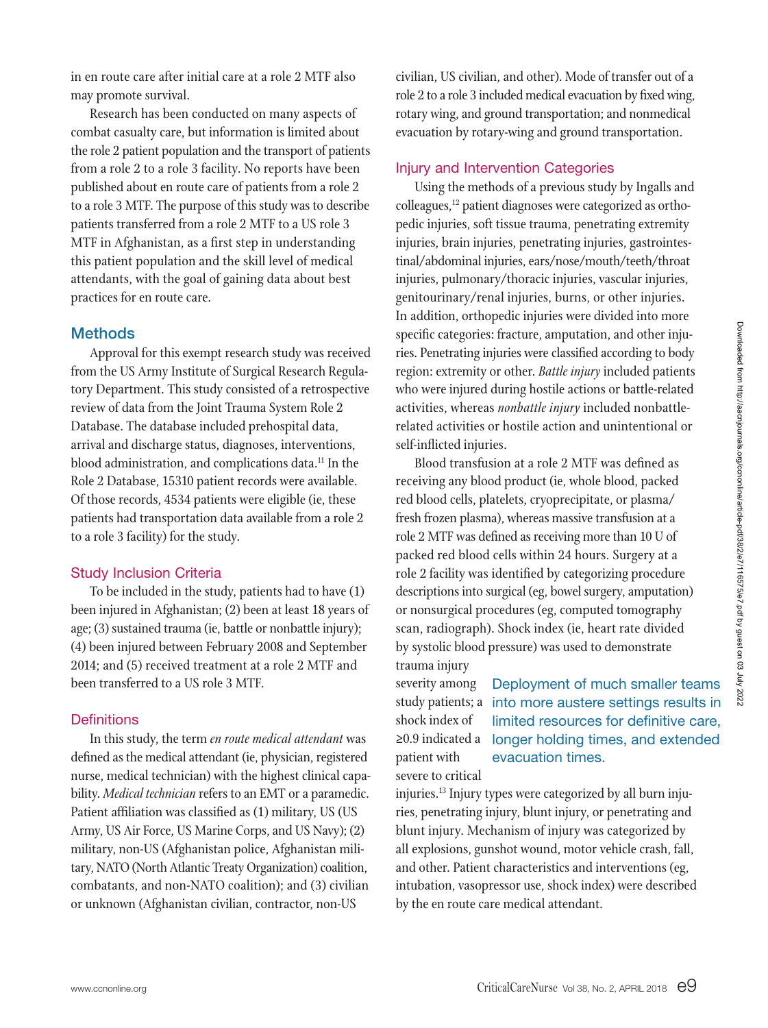in en route care after initial care at a role 2 MTF also may promote survival.

Research has been conducted on many aspects of combat casualty care, but information is limited about the role 2 patient population and the transport of patients from a role 2 to a role 3 facility. No reports have been published about en route care of patients from a role 2 to a role 3 MTF. The purpose of this study was to describe patients transferred from a role 2 MTF to a US role 3 MTF in Afghanistan, as a first step in understanding this patient population and the skill level of medical attendants, with the goal of gaining data about best practices for en route care.

## Methods

Approval for this exempt research study was received from the US Army Institute of Surgical Research Regulatory Department. This study consisted of a retrospective review of data from the Joint Trauma System Role 2 Database. The database included prehospital data, arrival and discharge status, diagnoses, interventions, blood administration, and complications data.[11] In the Role 2 Database, 15310 patient records were available. Of those records, 4534 patients were eligible (ie, these patients had transportation data available from a role 2 to a role 3 facility) for the study.

### Study Inclusion Criteria

To be included in the study, patients had to have (1) been injured in Afghanistan; (2) been at least 18 years of age; (3) sustained trauma (ie, battle or nonbattle injury); (4) been injured between February 2008 and September 2014; and (5) received treatment at a role 2 MTF and been transferred to a US role 3 MTF.

### Definitions

In this study, the term *en route medical attendant* was defined as the medical attendant (ie, physician, registered nurse, medical technician) with the highest clinical capability. *Medical technician* refers to an EMT or a paramedic. Patient affiliation was classified as (1) military, US (US Army, US Air Force, US Marine Corps, and US Navy); (2) military, non-US (Afghanistan police, Afghanistan military, NATO (North Atlantic Treaty Organization) coalition, combatants, and non-NATO coalition); and (3) civilian or unknown (Afghanistan civilian, contractor, non-US civilian, US civilian, and other). Mode of transfer out of a role 2 to a role 3 included medical evacuation by fixed wing, rotary wing, and ground transportation; and nonmedical evacuation by rotary-wing and ground transportation.

### Injury and Intervention Categories

Using the methods of a previous study by Ingalls and colleagues,[12] patient diagnoses were categorized as orthopedic injuries, soft tissue trauma, penetrating extremity injuries, brain injuries, penetrating injuries, gastrointestinal/abdominal injuries, ears/nose/mouth/teeth/throat injuries, pulmonary/thoracic injuries, vascular injuries, genitourinary/renal injuries, burns, or other injuries. In addition, orthopedic injuries were divided into more specific categories: fracture, amputation, and other injuries. Penetrating injuries were classified according to body region: extremity or other. *Battle injury* included patients who were injured during hostile actions or battle-related activities, whereas *nonbattle injury* included nonbattle-related activities or hostile action and unintentional or self-inflicted injuries.

Blood transfusion at a role 2 MTF was defined as receiving any blood product (ie, whole blood, packed red blood cells, platelets, cryoprecipitate, or plasma/fresh frozen plasma), whereas massive transfusion at a role 2 MTF was defined as receiving more than 10 U of packed red blood cells within 24 hours. Surgery at a role 2 facility was identified by categorizing procedure descriptions into surgical (eg, bowel surgery, amputation) or nonsurgical procedures (eg, computed tomography scan, radiograph). Shock index (ie, heart rate divided by systolic blood pressure) was used to demonstrate trauma injury severity among study patients; a shock index of ≥0.9 indicated a patient with severe to critical injuries.[13] Injury types were categorized by all burn injuries, penetrating injury, blunt injury, or penetrating and blunt injury. Mechanism of injury was categorized by all explosions, gunshot wound, motor vehicle crash, fall, and other. Patient characteristics and interventions (eg, intubation, vasopressor use, shock index) were described by the en route care medical attendant.

> Deployment of much smaller teams into more austere settings results in limited resources for definitive care, longer holding times, and extended evacuation times.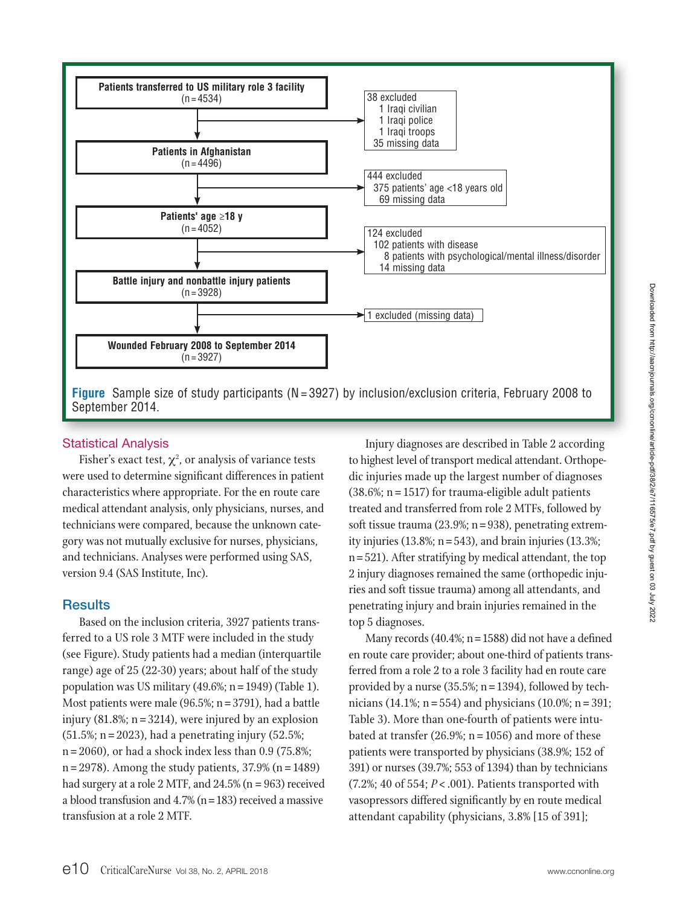Patients transferred to US military role 3 facility (n = 4534)

→ 38 excluded
- 1 Iraqi civilian
- 1 Iraqi police
- 1 Iraqi troops
- 35 missing data

Patients in Afghanistan (n = 4496)

→ 444 excluded
- 375 patients' age <18 years old
- 69 missing data

Patients' age ≥18 y (n = 4052)

→ 124 excluded
- 102 patients with disease
  - 8 patients with psychological/mental illness/disorder
- 14 missing data

Battle injury and nonbattle injury patients (n = 3928)

→ 1 excluded (missing data)

Wounded February 2008 to September 2014 (n = 3927)

**Figure** Sample size of study participants (N = 3927) by inclusion/exclusion criteria, February 2008 to September 2014.

## Statistical Analysis

Fisher's exact test, $\chi^2$, or analysis of variance tests were used to determine significant differences in patient characteristics where appropriate. For the en route care medical attendant analysis, only physicians, nurses, and technicians were compared, because the unknown category was not mutually exclusive for nurses, physicians, and technicians. Analyses were performed using SAS, version 9.4 (SAS Institute, Inc).

## Results

Based on the inclusion criteria, 3927 patients transferred to a US role 3 MTF were included in the study (see Figure). Study patients had a median (interquartile range) age of 25 (22-30) years; about half of the study population was US military (49.6%; n = 1949) (Table 1). Most patients were male (96.5%; n = 3791), had a battle injury (81.8%; n = 3214), were injured by an explosion (51.5%; n = 2023), had a penetrating injury (52.5%; n = 2060), or had a shock index less than 0.9 (75.8%; n = 2978). Among the study patients, 37.9% (n = 1489) had surgery at a role 2 MTF, and 24.5% (n = 963) received a blood transfusion and 4.7% (n = 183) received a massive transfusion at a role 2 MTF.

Injury diagnoses are described in Table 2 according to highest level of transport medical attendant. Orthopedic injuries made up the largest number of diagnoses (38.6%; n = 1517) for trauma-eligible adult patients treated and transferred from role 2 MTFs, followed by soft tissue trauma (23.9%; n = 938), penetrating extremity injuries (13.8%; n = 543), and brain injuries (13.3%; n = 521). After stratifying by medical attendant, the top 2 injury diagnoses remained the same (orthopedic injuries and soft tissue trauma) among all attendants, and penetrating injury and brain injuries remained in the top 5 diagnoses.

Many records (40.4%; n = 1588) did not have a defined en route care provider; about one-third of patients transferred from a role 2 to a role 3 facility had en route care provided by a nurse (35.5%; n = 1394), followed by technicians (14.1%; n = 554) and physicians (10.0%; n = 391; Table 3). More than one-fourth of patients were intubated at transfer (26.9%; n = 1056) and more of these patients were transported by physicians (38.9%; 152 of 391) or nurses (39.7%; 553 of 1394) than by technicians (7.2%; 40 of 554; $P < .001$). Patients transported with vasopressors differed significantly by en route medical attendant capability (physicians, 3.8% [15 of 391];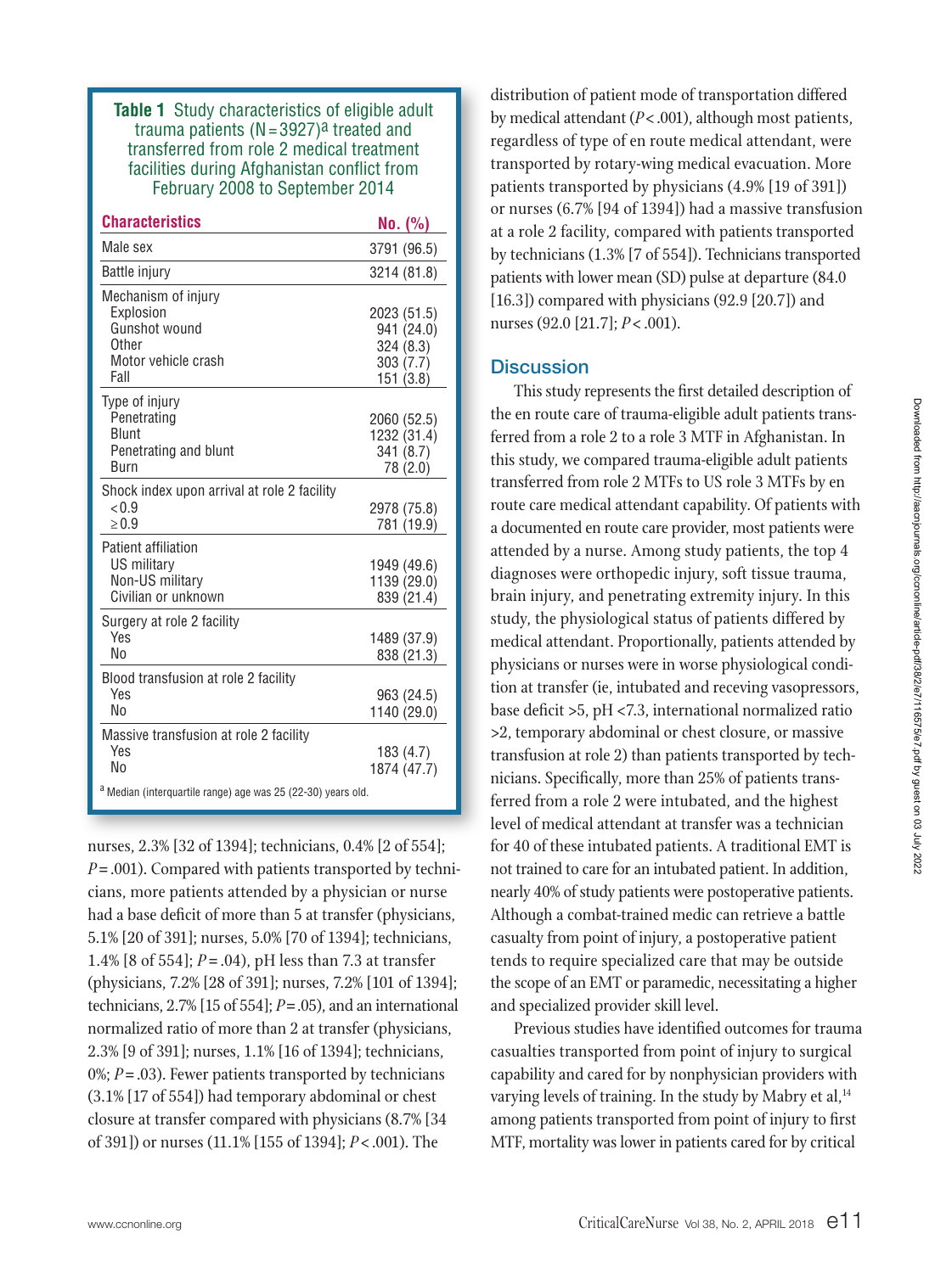**Table 1** Study characteristics of eligible adult trauma patients (N = 3927)[a] treated and transferred from role 2 medical treatment facilities during Afghanistan conflict from February 2008 to September 2014

| Characteristics | No. (%) |
|---|---|
| Male sex | 3791 (96.5) |
| Battle injury | 3214 (81.8) |
| Mechanism of injury | |
| Explosion | 2023 (51.5) |
| Gunshot wound | 941 (24.0) |
| Other | 324 (8.3) |
| Motor vehicle crash | 303 (7.7) |
| Fall | 151 (3.8) |
| Type of injury | |
| Penetrating | 2060 (52.5) |
| Blunt | 1232 (31.4) |
| Penetrating and blunt | 341 (8.7) |
| Burn | 78 (2.0) |
| Shock index upon arrival at role 2 facility | |
| <0.9 | 2978 (75.8) |
| ≥0.9 | 781 (19.9) |
| Patient affiliation | |
| US military | 1949 (49.6) |
| Non-US military | 1139 (29.0) |
| Civilian or unknown | 839 (21.4) |
| Surgery at role 2 facility | |
| Yes | 1489 (37.9) |
| No | 838 (21.3) |
| Blood transfusion at role 2 facility | |
| Yes | 963 (24.5) |
| No | 1140 (29.0) |
| Massive transfusion at role 2 facility | |
| Yes | 183 (4.7) |
| No | 1874 (47.7) |

[a] Median (interquartile range) age was 25 (22-30) years old.

nurses, 2.3% [32 of 1394]; technicians, 0.4% [2 of 554]; $P = .001$). Compared with patients transported by technicians, more patients attended by a physician or nurse had a base deficit of more than 5 at transfer (physicians, 5.1% [20 of 391]; nurses, 5.0% [70 of 1394]; technicians, 1.4% [8 of 554]; $P = .04$), pH less than 7.3 at transfer (physicians, 7.2% [28 of 391]; nurses, 7.2% [101 of 1394]; technicians, 2.7% [15 of 554]; $P = .05$), and an international normalized ratio of more than 2 at transfer (physicians, 2.3% [9 of 391]; nurses, 1.1% [16 of 1394]; technicians, 0%; $P = .03$). Fewer patients transported by technicians (3.1% [17 of 554]) had temporary abdominal or chest closure at transfer compared with physicians (8.7% [34 of 391]) or nurses (11.1% [155 of 1394]; $P < .001$). The distribution of patient mode of transportation differed by medical attendant ($P < .001$), although most patients, regardless of type of en route medical attendant, were transported by rotary-wing medical evacuation. More patients transported by physicians (4.9% [19 of 391]) or nurses (6.7% [94 of 1394]) had a massive transfusion at a role 2 facility, compared with patients transported by technicians (1.3% [7 of 554]). Technicians transported patients with lower mean (SD) pulse at departure (84.0 [16.3]) compared with physicians (92.9 [20.7]) and nurses (92.0 [21.7]; $P < .001$).

## Discussion

This study represents the first detailed description of the en route care of trauma-eligible adult patients transferred from a role 2 to a role 3 MTF in Afghanistan. In this study, we compared trauma-eligible adult patients transferred from role 2 MTFs to US role 3 MTFs by en route care medical attendant capability. Of patients with a documented en route care provider, most patients were attended by a nurse. Among study patients, the top 4 diagnoses were orthopedic injury, soft tissue trauma, brain injury, and penetrating extremity injury. In this study, the physiological status of patients differed by medical attendant. Proportionally, patients attended by physicians or nurses were in worse physiological condition at transfer (ie, intubated and receving vasopressors, base deficit >5, pH <7.3, international normalized ratio >2, temporary abdominal or chest closure, or massive transfusion at role 2) than patients transported by technicians. Specifically, more than 25% of patients transferred from a role 2 were intubated, and the highest level of medical attendant at transfer was a technician for 40 of these intubated patients. A traditional EMT is not trained to care for an intubated patient. In addition, nearly 40% of study patients were postoperative patients. Although a combat-trained medic can retrieve a battle casualty from point of injury, a postoperative patient tends to require specialized care that may be outside the scope of an EMT or paramedic, necessitating a higher and specialized provider skill level.

Previous studies have identified outcomes for trauma casualties transported from point of injury to surgical capability and cared for by nonphysician providers with varying levels of training. In the study by Mabry et al,[14] among patients transported from point of injury to first MTF, mortality was lower in patients cared for by critical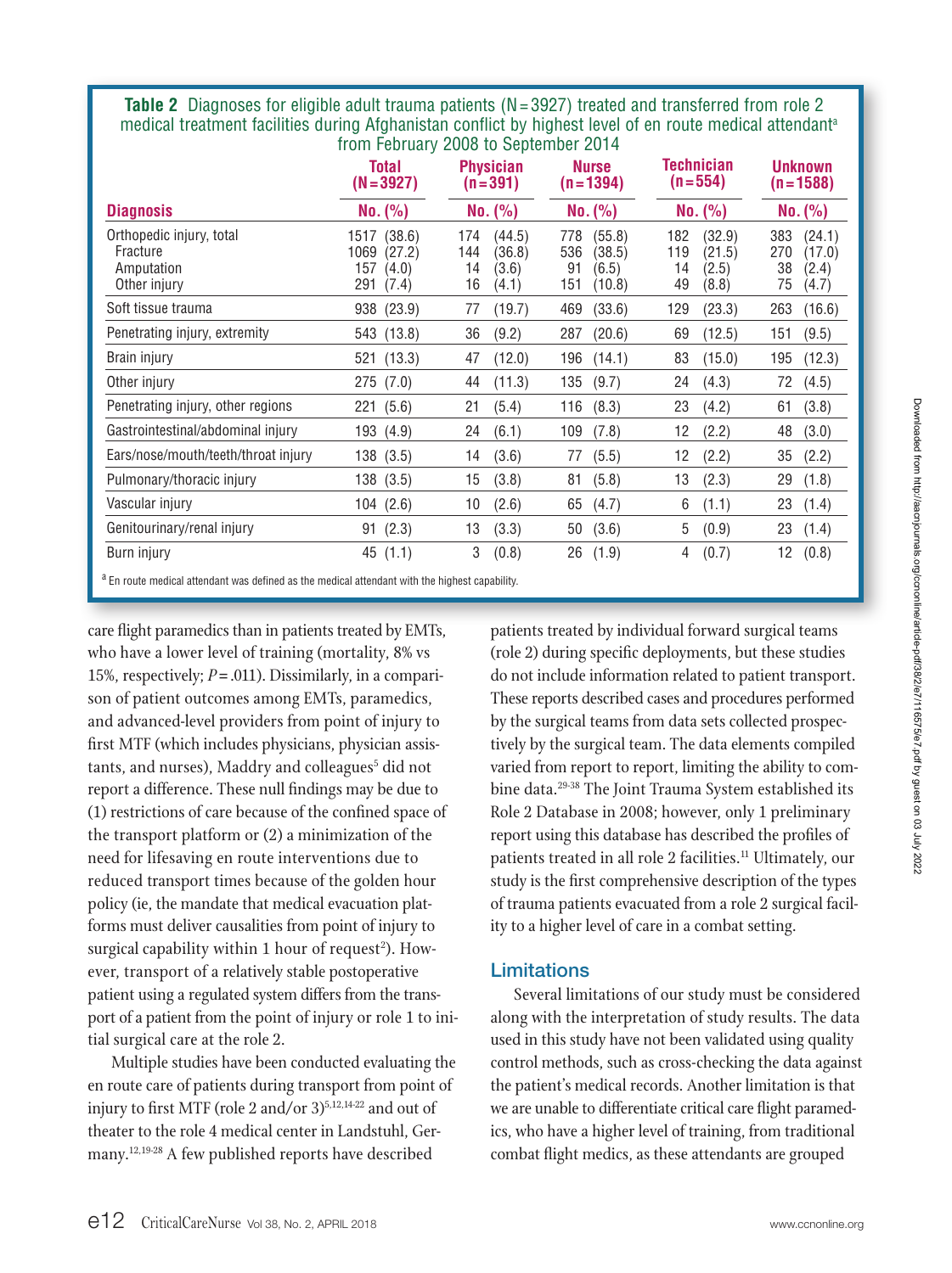**Table 2** Diagnoses for eligible adult trauma patients (N = 3927) treated and transferred from role 2 medical treatment facilities during Afghanistan conflict by highest level of en route medical attendant[a] from February 2008 to September 2014

| Diagnosis | Total (N = 3927) No. (%) | Physician (n = 391) No. (%) | Nurse (n = 1394) No. (%) | Technician (n = 554) No. (%) | Unknown (n = 1588) No. (%) |
|---|---|---|---|---|---|
| Orthopedic injury, total | 1517 (38.6) | 174 (44.5) | 778 (55.8) | 182 (32.9) | 383 (24.1) |
| Fracture | 1069 (27.2) | 144 (36.8) | 536 (38.5) | 119 (21.5) | 270 (17.0) |
| Amputation | 157 (4.0) | 14 (3.6) | 91 (6.5) | 14 (2.5) | 38 (2.4) |
| Other injury | 291 (7.4) | 16 (4.1) | 151 (10.8) | 49 (8.8) | 75 (4.7) |
| Soft tissue trauma | 938 (23.9) | 77 (19.7) | 469 (33.6) | 129 (23.3) | 263 (16.6) |
| Penetrating injury, extremity | 543 (13.8) | 36 (9.2) | 287 (20.6) | 69 (12.5) | 151 (9.5) |
| Brain injury | 521 (13.3) | 47 (12.0) | 196 (14.1) | 83 (15.0) | 195 (12.3) |
| Other injury | 275 (7.0) | 44 (11.3) | 135 (9.7) | 24 (4.3) | 72 (4.5) |
| Penetrating injury, other regions | 221 (5.6) | 21 (5.4) | 116 (8.3) | 23 (4.2) | 61 (3.8) |
| Gastrointestinal/abdominal injury | 193 (4.9) | 24 (6.1) | 109 (7.8) | 12 (2.2) | 48 (3.0) |
| Ears/nose/mouth/teeth/throat injury | 138 (3.5) | 14 (3.6) | 77 (5.5) | 12 (2.2) | 35 (2.2) |
| Pulmonary/thoracic injury | 138 (3.5) | 15 (3.8) | 81 (5.8) | 13 (2.3) | 29 (1.8) |
| Vascular injury | 104 (2.6) | 10 (2.6) | 65 (4.7) | 6 (1.1) | 23 (1.4) |
| Genitourinary/renal injury | 91 (2.3) | 13 (3.3) | 50 (3.6) | 5 (0.9) | 23 (1.4) |
| Burn injury | 45 (1.1) | 3 (0.8) | 26 (1.9) | 4 (0.7) | 12 (0.8) |

[a] En route medical attendant was defined as the medical attendant with the highest capability.

care flight paramedics than in patients treated by EMTs, who have a lower level of training (mortality, 8% vs 15%, respectively; $P = .011$). Dissimilarly, in a comparison of patient outcomes among EMTs, paramedics, and advanced-level providers from point of injury to first MTF (which includes physicians, physician assistants, and nurses), Maddry and colleagues[5] did not report a difference. These null findings may be due to (1) restrictions of care because of the confined space of the transport platform or (2) a minimization of the need for lifesaving en route interventions due to reduced transport times because of the golden hour policy (ie, the mandate that medical evacuation platforms must deliver causalities from point of injury to surgical capability within 1 hour of request[2]). However, transport of a relatively stable postoperative patient using a regulated system differs from the transport of a patient from the point of injury or role 1 to initial surgical care at the role 2.

Multiple studies have been conducted evaluating the en route care of patients during transport from point of injury to first MTF (role 2 and/or 3)[5,12,14-22] and out of theater to the role 4 medical center in Landstuhl, Germany.[12,19-28] A few published reports have described patients treated by individual forward surgical teams (role 2) during specific deployments, but these studies do not include information related to patient transport. These reports described cases and procedures performed by the surgical teams from data sets collected prospectively by the surgical team. The data elements compiled varied from report to report, limiting the ability to combine data.[29-38] The Joint Trauma System established its Role 2 Database in 2008; however, only 1 preliminary report using this database has described the profiles of patients treated in all role 2 facilities.[11] Ultimately, our study is the first comprehensive description of the types of trauma patients evacuated from a role 2 surgical facility to a higher level of care in a combat setting.

## Limitations

Several limitations of our study must be considered along with the interpretation of study results. The data used in this study have not been validated using quality control methods, such as cross-checking the data against the patient's medical records. Another limitation is that we are unable to differentiate critical care flight paramedics, who have a higher level of training, from traditional combat flight medics, as these attendants are grouped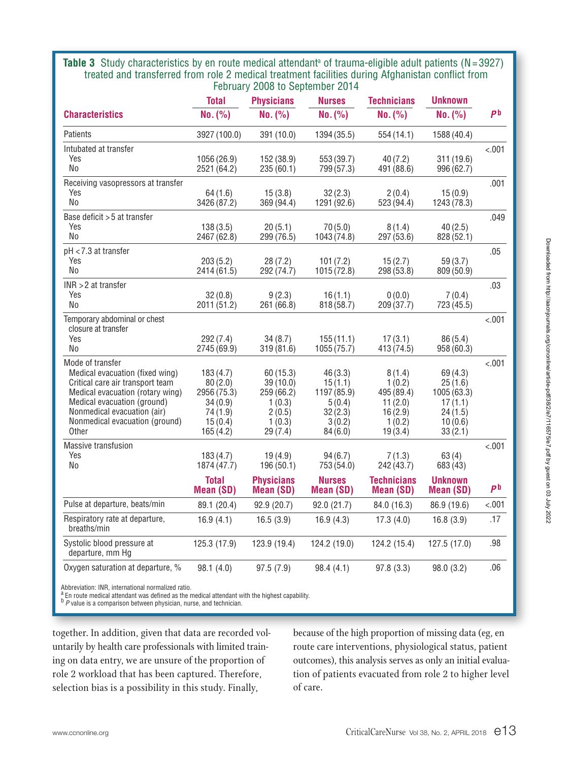**Table 3** Study characteristics by en route medical attendant[a] of trauma-eligible adult patients (N = 3927) treated and transferred from role 2 medical treatment facilities during Afghanistan conflict from February 2008 to September 2014

| Characteristics | Total No. (%) | Physicians No. (%) | Nurses No. (%) | Technicians No. (%) | Unknown No. (%) | P[b] |
|---|---|---|---|---|---|---|
| Patients | 3927 (100.0) | 391 (10.0) | 1394 (35.5) | 554 (14.1) | 1588 (40.4) | |
| Intubated at transfer | | | | | | <.001 |
| Yes | 1056 (26.9) | 152 (38.9) | 553 (39.7) | 40 (7.2) | 311 (19.6) | |
| No | 2521 (64.2) | 235 (60.1) | 799 (57.3) | 491 (88.6) | 996 (62.7) | |
| Receiving vasopressors at transfer | | | | | | .001 |
| Yes | 64 (1.6) | 15 (3.8) | 32 (2.3) | 2 (0.4) | 15 (0.9) | |
| No | 3426 (87.2) | 369 (94.4) | 1291 (92.6) | 523 (94.4) | 1243 (78.3) | |
| Base deficit > 5 at transfer | | | | | | .049 |
| Yes | 138 (3.5) | 20 (5.1) | 70 (5.0) | 8 (1.4) | 40 (2.5) | |
| No | 2467 (62.8) | 299 (76.5) | 1043 (74.8) | 297 (53.6) | 828 (52.1) | |
| pH < 7.3 at transfer | | | | | | .05 |
| Yes | 203 (5.2) | 28 (7.2) | 101 (7.2) | 15 (2.7) | 59 (3.7) | |
| No | 2414 (61.5) | 292 (74.7) | 1015 (72.8) | 298 (53.8) | 809 (50.9) | |
| INR > 2 at transfer | | | | | | .03 |
| Yes | 32 (0.8) | 9 (2.3) | 16 (1.1) | 0 (0.0) | 7 (0.4) | |
| No | 2011 (51.2) | 261 (66.8) | 818 (58.7) | 209 (37.7) | 723 (45.5) | |
| Temporary abdominal or chest closure at transfer | | | | | | <.001 |
| Yes | 292 (7.4) | 34 (8.7) | 155 (11.1) | 17 (3.1) | 86 (5.4) | |
| No | 2745 (69.9) | 319 (81.6) | 1055 (75.7) | 413 (74.5) | 958 (60.3) | |
| Mode of transfer | | | | | | <.001 |
| Medical evacuation (fixed wing) | 183 (4.7) | 60 (15.3) | 46 (3.3) | 8 (1.4) | 69 (4.3) | |
| Critical care air transport team | 80 (2.0) | 39 (10.0) | 15 (1.1) | 1 (0.2) | 25 (1.6) | |
| Medical evacuation (rotary wing) | 2956 (75.3) | 259 (66.2) | 1197 (85.9) | 495 (89.4) | 1005 (63.3) | |
| Medical evacuation (ground) | 34 (0.9) | 1 (0.3) | 5 (0.4) | 11 (2.0) | 17 (1.1) | |
| Nonmedical evacuation (air) | 74 (1.9) | 2 (0.5) | 32 (2.3) | 16 (2.9) | 24 (1.5) | |
| Nonmedical evacuation (ground) | 15 (0.4) | 1 (0.3) | 3 (0.2) | 1 (0.2) | 10 (0.6) | |
| Other | 165 (4.2) | 29 (7.4) | 84 (6.0) | 19 (3.4) | 33 (2.1) | |
| Massive transfusion | | | | | | <.001 |
| Yes | 183 (4.7) | 19 (4.9) | 94 (6.7) | 7 (1.3) | 63 (4) | |
| No | 1874 (47.7) | 196 (50.1) | 753 (54.0) | 242 (43.7) | 683 (43) | |
| | **Total Mean (SD)** | **Physicians Mean (SD)** | **Nurses Mean (SD)** | **Technicians Mean (SD)** | **Unknown Mean (SD)** | **P[b]** |
| Pulse at departure, beats/min | 89.1 (20.4) | 92.9 (20.7) | 92.0 (21.7) | 84.0 (16.3) | 86.9 (19.6) | <.001 |
| Respiratory rate at departure, breaths/min | 16.9 (4.1) | 16.5 (3.9) | 16.9 (4.3) | 17.3 (4.0) | 16.8 (3.9) | .17 |
| Systolic blood pressure at departure, mm Hg | 125.3 (17.9) | 123.9 (19.4) | 124.2 (19.0) | 124.2 (15.4) | 127.5 (17.0) | .98 |
| Oxygen saturation at departure, % | 98.1 (4.0) | 97.5 (7.9) | 98.4 (4.1) | 97.8 (3.3) | 98.0 (3.2) | .06 |

Abbreviation: INR, international normalized ratio.
[a] En route medical attendant was defined as the medical attendant with the highest capability.
[b] *P* value is a comparison between physician, nurse, and technician.

together. In addition, given that data are recorded voluntarily by health care professionals with limited training on data entry, we are unsure of the proportion of role 2 workload that has been captured. Therefore, selection bias is a possibility in this study. Finally, because of the high proportion of missing data (eg, en route care interventions, physiological status, patient outcomes), this analysis serves as only an initial evaluation of patients evacuated from role 2 to higher level of care.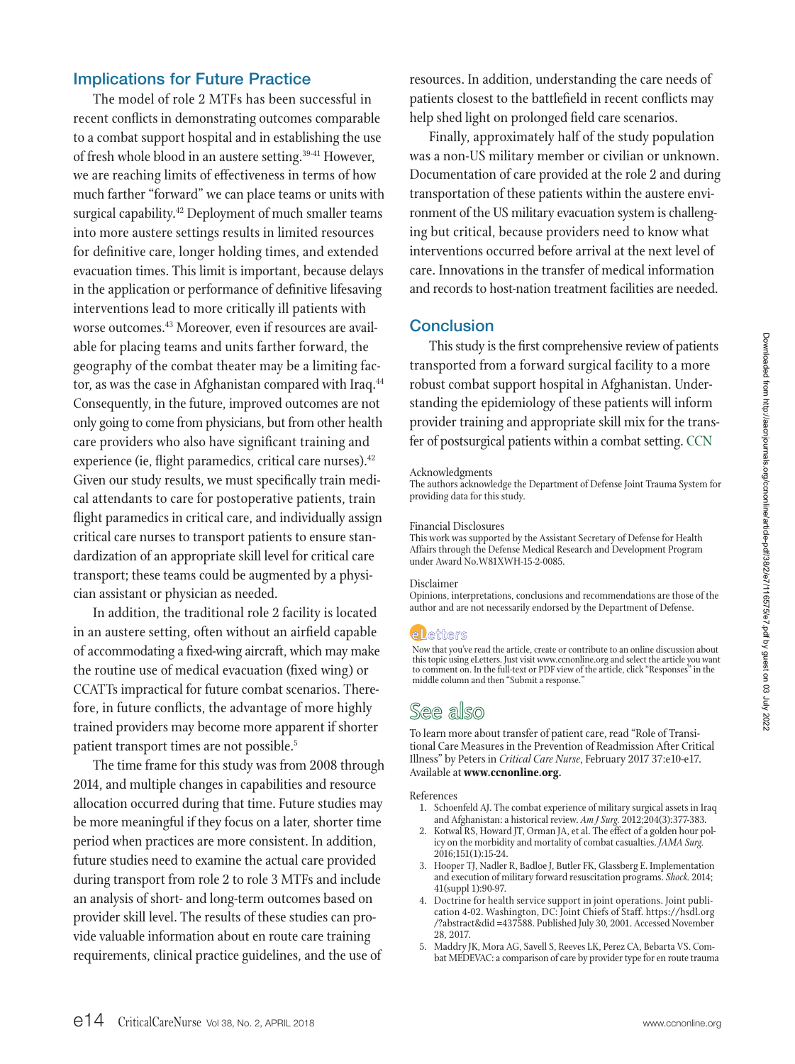## Implications for Future Practice

The model of role 2 MTFs has been successful in recent conflicts in demonstrating outcomes comparable to a combat support hospital and in establishing the use of fresh whole blood in an austere setting.[39-41] However, we are reaching limits of effectiveness in terms of how much farther "forward" we can place teams or units with surgical capability.[42] Deployment of much smaller teams into more austere settings results in limited resources for definitive care, longer holding times, and extended evacuation times. This limit is important, because delays in the application or performance of definitive lifesaving interventions lead to more critically ill patients with worse outcomes.[43] Moreover, even if resources are available for placing teams and units farther forward, the geography of the combat theater may be a limiting factor, as was the case in Afghanistan compared with Iraq.[44] Consequently, in the future, improved outcomes are not only going to come from physicians, but from other health care providers who also have significant training and experience (ie, flight paramedics, critical care nurses).[42] Given our study results, we must specifically train medical attendants to care for postoperative patients, train flight paramedics in critical care, and individually assign critical care nurses to transport patients to ensure standardization of an appropriate skill level for critical care transport; these teams could be augmented by a physician assistant or physician as needed.

In addition, the traditional role 2 facility is located in an austere setting, often without an airfield capable of accommodating a fixed-wing aircraft, which may make the routine use of medical evacuation (fixed wing) or CCATTs impractical for future combat scenarios. Therefore, in future conflicts, the advantage of more highly trained providers may become more apparent if shorter patient transport times are not possible.[5]

The time frame for this study was from 2008 through 2014, and multiple changes in capabilities and resource allocation occurred during that time. Future studies may be more meaningful if they focus on a later, shorter time period when practices are more consistent. In addition, future studies need to examine the actual care provided during transport from role 2 to role 3 MTFs and include an analysis of short- and long-term outcomes based on provider skill level. The results of these studies can provide valuable information about en route care training requirements, clinical practice guidelines, and the use of resources. In addition, understanding the care needs of patients closest to the battlefield in recent conflicts may help shed light on prolonged field care scenarios.

Finally, approximately half of the study population was a non-US military member or civilian or unknown. Documentation of care provided at the role 2 and during transportation of these patients within the austere environment of the US military evacuation system is challenging but critical, because providers need to know what interventions occurred before arrival at the next level of care. Innovations in the transfer of medical information and records to host-nation treatment facilities are needed.

## Conclusion

This study is the first comprehensive review of patients transported from a forward surgical facility to a more robust combat support hospital in Afghanistan. Understanding the epidemiology of these patients will inform provider training and appropriate skill mix for the transfer of postsurgical patients within a combat setting. CCN

Acknowledgments
The authors acknowledge the Department of Defense Joint Trauma System for providing data for this study.

Financial Disclosures
This work was supported by the Assistant Secretary of Defense for Health Affairs through the Defense Medical Research and Development Program under Award No.W81XWH-15-2-0085.

Disclaimer
Opinions, interpretations, conclusions and recommendations are those of the author and are not necessarily endorsed by the Department of Defense.

eLetters

Now that you've read the article, create or contribute to an online discussion about this topic using eLetters. Just visit www.ccnonline.org and select the article you want to comment on. In the full-text or PDF view of the article, click "Responses" in the middle column and then "Submit a response."

## See also

To learn more about transfer of patient care, read "Role of Transitional Care Measures in the Prevention of Readmission After Critical Illness" by Peters in *Critical Care Nurse*, February 2017 37:e10-e17. Available at **www.ccnonline.org**.

References

1. Schoenfeld AJ. The combat experience of military surgical assets in Iraq and Afghanistan: a historical review. *Am J Surg.* 2012;204(3):377-383.
2. Kotwal RS, Howard JT, Orman JA, et al. The effect of a golden hour policy on the morbidity and mortality of combat casualties. *JAMA Surg.* 2016;151(1):15-24.
3. Hooper TJ, Nadler R, Badloe J, Butler FK, Glassberg E. Implementation and execution of military forward resuscitation programs. *Shock.* 2014; 41(suppl 1):90-97.
4. Doctrine for health service support in joint operations. Joint publication 4-02. Washington, DC: Joint Chiefs of Staff. https://hsdl.org/?abstract&did=437588. Published July 30, 2001. Accessed November 28, 2017.
5. Maddry JK, Mora AG, Savell S, Reeves LK, Perez CA, Bebarta VS. Combat MEDEVAC: a comparison of care by provider type for en route trauma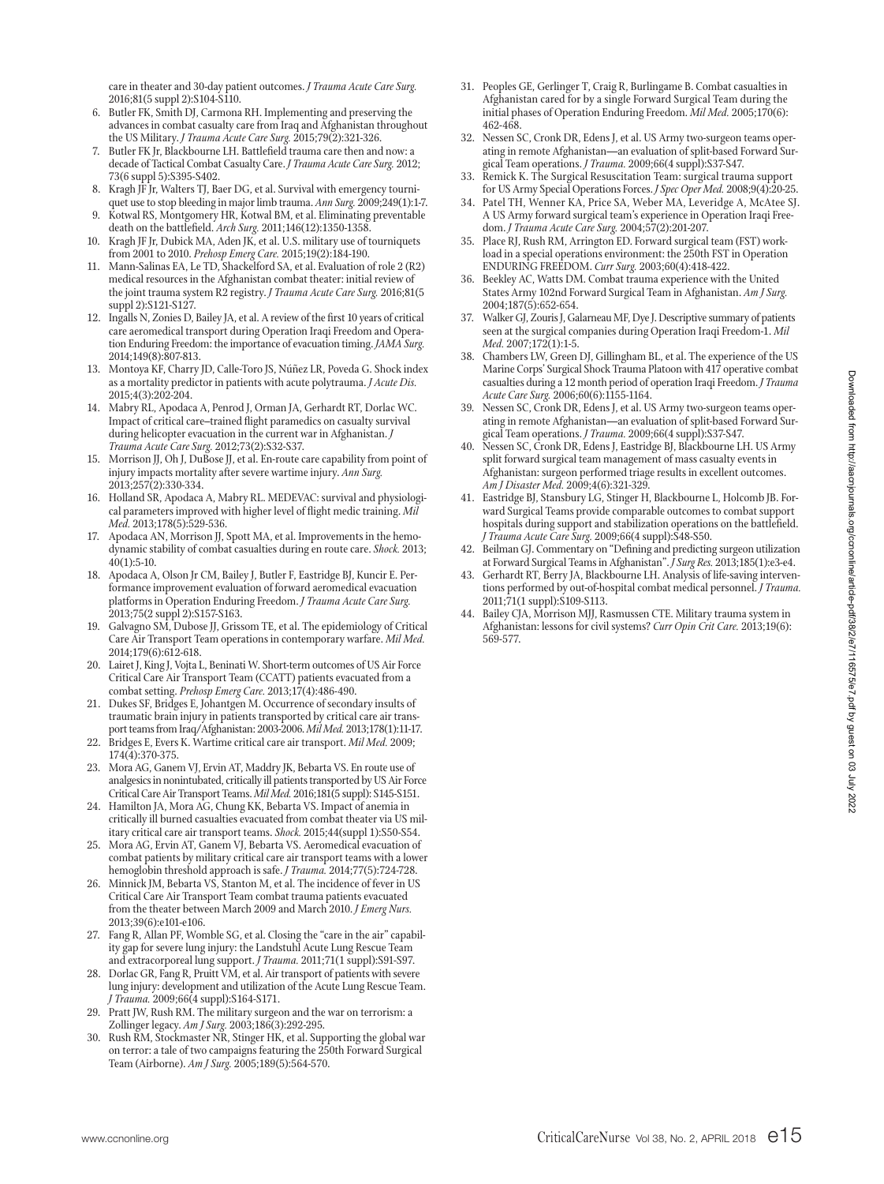care in theater and 30-day patient outcomes. *J Trauma Acute Care Surg.* 2016;81(5 suppl 2):S104-S110.

6. Butler FK, Smith DJ, Carmona RH. Implementing and preserving the advances in combat casualty care from Iraq and Afghanistan throughout the US Military. *J Trauma Acute Care Surg.* 2015;79(2):321-326.
7. Butler FK Jr, Blackbourne LH. Battlefield trauma care then and now: a decade of Tactical Combat Casualty Care. *J Trauma Acute Care Surg.* 2012; 73(6 suppl 5):S395-S402.
8. Kragh JF Jr, Walters TJ, Baer DG, et al. Survival with emergency tourniquet use to stop bleeding in major limb trauma. *Ann Surg.* 2009;249(1):1-7.
9. Kotwal RS, Montgomery HR, Kotwal BM, et al. Eliminating preventable death on the battlefield. *Arch Surg.* 2011;146(12):1350-1358.
10. Kragh JF Jr, Dubick MA, Aden JK, et al. U.S. military use of tourniquets from 2001 to 2010. *Prehosp Emerg Care.* 2015;19(2):184-190.
11. Mann-Salinas EA, Le TD, Shackelford SA, et al. Evaluation of role 2 (R2) medical resources in the Afghanistan combat theater: initial review of the joint trauma system R2 registry. *J Trauma Acute Care Surg.* 2016;81(5 suppl 2):S121-S127.
12. Ingalls N, Zonies D, Bailey JA, et al. A review of the first 10 years of critical care aeromedical transport during Operation Iraqi Freedom and Operation Enduring Freedom: the importance of evacuation timing. *JAMA Surg.* 2014;149(8):807-813.
13. Montoya KF, Charry JD, Calle-Toro JS, Núñez LR, Poveda G. Shock index as a mortality predictor in patients with acute polytrauma. *J Acute Dis.* 2015;4(3):202-204.
14. Mabry RL, Apodaca A, Penrod J, Orman JA, Gerhardt RT, Dorlac WC. Impact of critical care–trained flight paramedics on casualty survival during helicopter evacuation in the current war in Afghanistan. *J Trauma Acute Care Surg.* 2012;73(2):S32-S37.
15. Morrison JJ, Oh J, DuBose JJ, et al. En-route care capability from point of injury impacts mortality after severe wartime injury. *Ann Surg.* 2013;257(2):330-334.
16. Holland SR, Apodaca A, Mabry RL. MEDEVAC: survival and physiological parameters improved with higher level of flight medic training. *Mil Med.* 2013;178(5):529-536.
17. Apodaca AN, Morrison JJ, Spott MA, et al. Improvements in the hemodynamic stability of combat casualties during en route care. *Shock.* 2013; 40(1):5-10.
18. Apodaca A, Olson Jr CM, Bailey J, Butler F, Eastridge BJ, Kuncir E. Performance improvement evaluation of forward aeromedical evacuation platforms in Operation Enduring Freedom. *J Trauma Acute Care Surg.* 2013;75(2 suppl 2):S157-S163.
19. Galvagno SM, Dubose JJ, Grissom TE, et al. The epidemiology of Critical Care Air Transport Team operations in contemporary warfare. *Mil Med.* 2014;179(6):612-618.
20. Lairet J, King J, Vojta L, Beninati W. Short-term outcomes of US Air Force Critical Care Air Transport Team (CCATT) patients evacuated from a combat setting. *Prehosp Emerg Care.* 2013;17(4):486-490.
21. Dukes SF, Bridges E, Johantgen M. Occurrence of secondary insults of traumatic brain injury in patients transported by critical care air transport teams from Iraq/Afghanistan: 2003-2006. *Mil Med.* 2013;178(1):11-17.
22. Bridges E, Evers K. Wartime critical care air transport. *Mil Med.* 2009; 174(4):370-375.
23. Mora AG, Ganem VJ, Ervin AT, Maddry JK, Bebarta VS. En route use of analgesics in nonintubated, critically ill patients transported by US Air Force Critical Care Air Transport Teams. *Mil Med.* 2016;181(5 suppl): S145-S151.
24. Hamilton JA, Mora AG, Chung KK, Bebarta VS. Impact of anemia in critically ill burned casualties evacuated from combat theater via US military critical care air transport teams. *Shock.* 2015;44(suppl 1):S50-S54.
25. Mora AG, Ervin AT, Ganem VJ, Bebarta VS. Aeromedical evacuation of combat patients by military critical care air transport teams with a lower hemoglobin threshold approach is safe. *J Trauma.* 2014;77(5):724-728.
26. Minnick JM, Bebarta VS, Stanton M, et al. The incidence of fever in US Critical Care Air Transport Team combat trauma patients evacuated from the theater between March 2009 and March 2010. *J Emerg Nurs.* 2013;39(6):e101-e106.
27. Fang R, Allan PF, Womble SG, et al. Closing the "care in the air" capability gap for severe lung injury: the Landstuhl Acute Lung Rescue Team and extracorporeal lung support. *J Trauma.* 2011;71(1 suppl):S91-S97.
28. Dorlac GR, Fang R, Pruitt VM, et al. Air transport of patients with severe lung injury: development and utilization of the Acute Lung Rescue Team. *J Trauma.* 2009;66(4 suppl):S164-S171.
29. Pratt JW, Rush RM. The military surgeon and the war on terrorism: a Zollinger legacy. *Am J Surg.* 2003;186(3):292-295.
30. Rush RM, Stockmaster NR, Stinger HK, et al. Supporting the global war on terror: a tale of two campaigns featuring the 250th Forward Surgical Team (Airborne). *Am J Surg.* 2005;189(5):564-570.
31. Peoples GE, Gerlinger T, Craig R, Burlingame B. Combat casualties in Afghanistan cared for by a single Forward Surgical Team during the initial phases of Operation Enduring Freedom. *Mil Med.* 2005;170(6): 462-468.
32. Nessen SC, Cronk DR, Edens J, et al. US Army two-surgeon teams operating in remote Afghanistan—an evaluation of split-based Forward Surgical Team operations. *J Trauma.* 2009;66(4 suppl):S37-S47.
33. Remick K. The Surgical Resuscitation Team: surgical trauma support for US Army Special Operations Forces. *J Spec Oper Med.* 2008;9(4):20-25.
34. Patel TH, Wenner KA, Price SA, Weber MA, Leveridge A, McAtee SJ. A US Army forward surgical team's experience in Operation Iraqi Freedom. *J Trauma Acute Care Surg.* 2004;57(2):201-207.
35. Place RJ, Rush RM, Arrington ED. Forward surgical team (FST) workload in a special operations environment: the 250th FST in Operation ENDURING FREEDOM. *Curr Surg.* 2003;60(4):418-422.
36. Beekley AC, Watts DM. Combat trauma experience with the United States Army 102nd Forward Surgical Team in Afghanistan. *Am J Surg.* 2004;187(5):652-654.
37. Walker GJ, Zouris J, Galarneau MF, Dye J. Descriptive summary of patients seen at the surgical companies during Operation Iraqi Freedom-1. *Mil Med.* 2007;172(1):1-5.
38. Chambers LW, Green DJ, Gillingham BL, et al. The experience of the US Marine Corps' Surgical Shock Trauma Platoon with 417 operative combat casualties during a 12 month period of operation Iraqi Freedom. *J Trauma Acute Care Surg.* 2006;60(6):1155-1164.
39. Nessen SC, Cronk DR, Edens J, et al. US Army two-surgeon teams operating in remote Afghanistan—an evaluation of split-based Forward Surgical Team operations. *J Trauma.* 2009;66(4 suppl):S37-S47.
40. Nessen SC, Cronk DR, Edens J, Eastridge BJ, Blackbourne LH. US Army split forward surgical team management of mass casualty events in Afghanistan: surgeon performed triage results in excellent outcomes. *Am J Disaster Med.* 2009;4(6):321-329.
41. Eastridge BJ, Stansbury LG, Stinger H, Blackbourne L, Holcomb JB. Forward Surgical Teams provide comparable outcomes to combat support hospitals during support and stabilization operations on the battlefield. *J Trauma Acute Care Surg.* 2009;66(4 suppl):S48-S50.
42. Beilman GJ. Commentary on "Defining and predicting surgeon utilization at Forward Surgical Teams in Afghanistan". *J Surg Res.* 2013;185(1):e3-e4.
43. Gerhardt RT, Berry JA, Blackbourne LH. Analysis of life-saving interventions performed by out-of-hospital combat medical personnel. *J Trauma.* 2011;71(1 suppl):S109-S113.
44. Bailey CJA, Morrison MJJ, Rasmussen CTE. Military trauma system in Afghanistan: lessons for civil systems? *Curr Opin Crit Care.* 2013;19(6): 569-577.